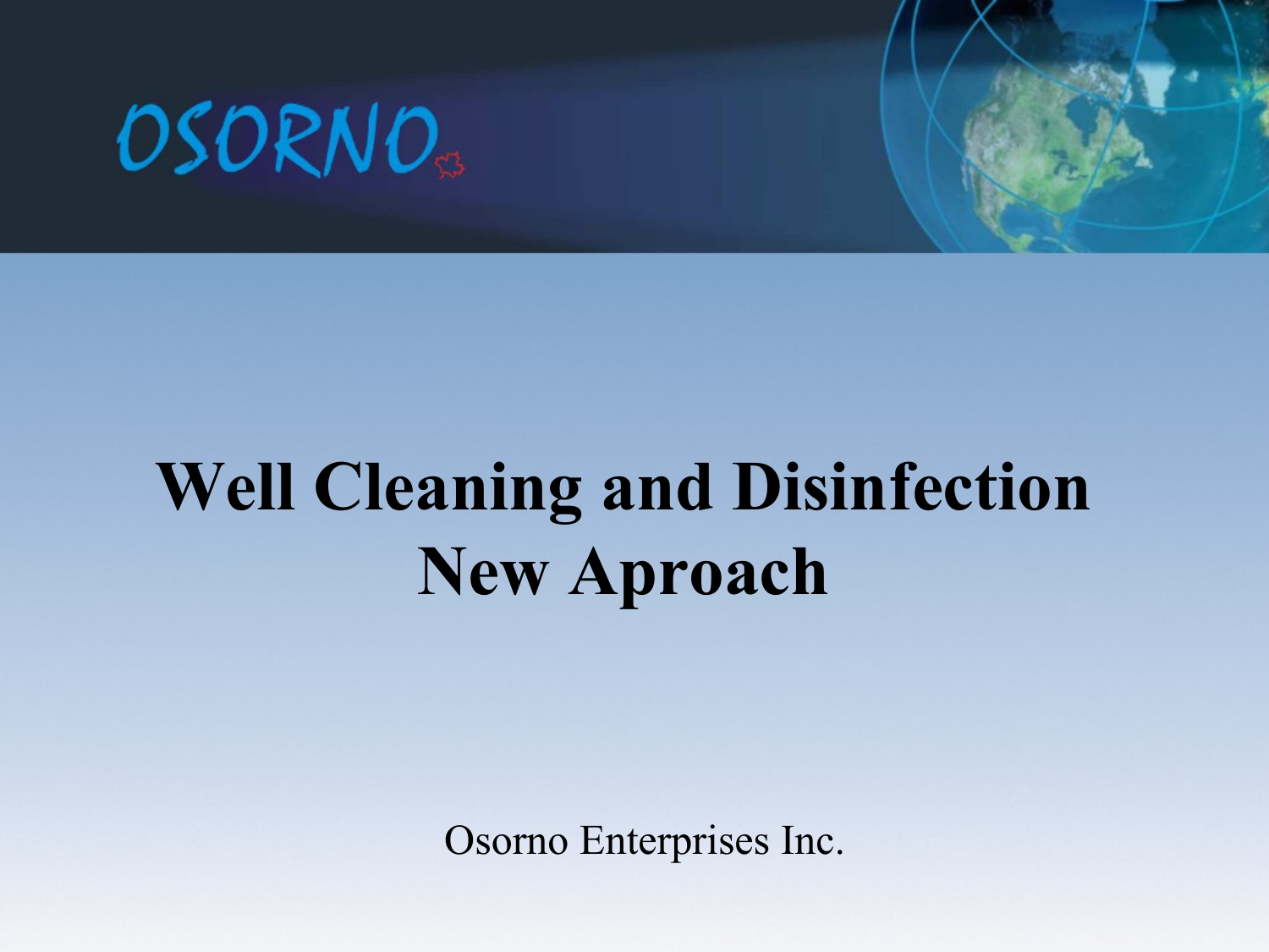OSORNO

# Well Cleaning and Disinfection New Aproach

Osorno Enterprises Inc.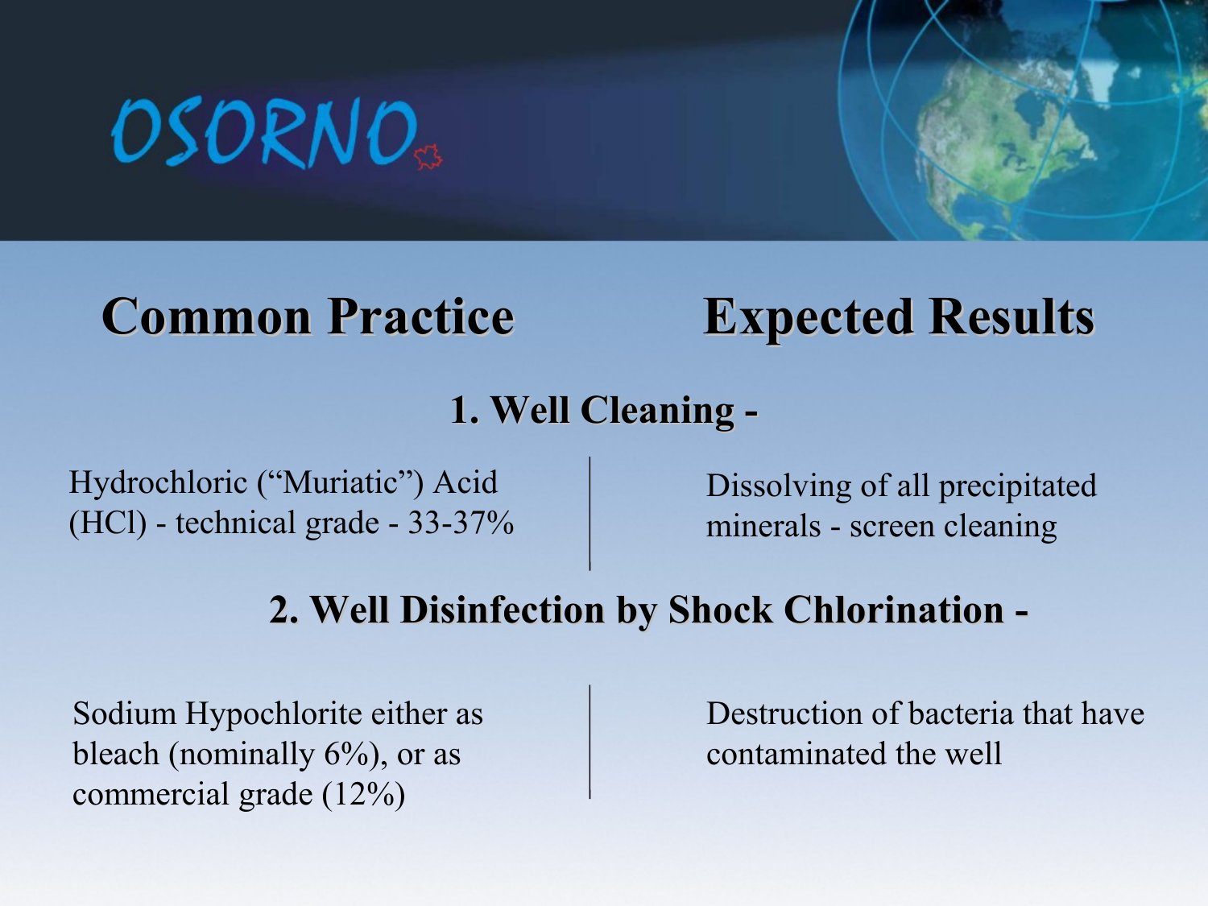OSORNO

| Common Practice | Expected Results |
| --- | --- |
| **1. Well Cleaning -** | |
| Hydrochloric (“Muriatic”) Acid (HCl) - technical grade - 33-37% | Dissolving of all precipitated minerals - screen cleaning |
| **2. Well Disinfection by Shock Chlorination -** | |
| Sodium Hypochlorite either as bleach (nominally 6%), or as commercial grade (12%) | Destruction of bacteria that have contaminated the well |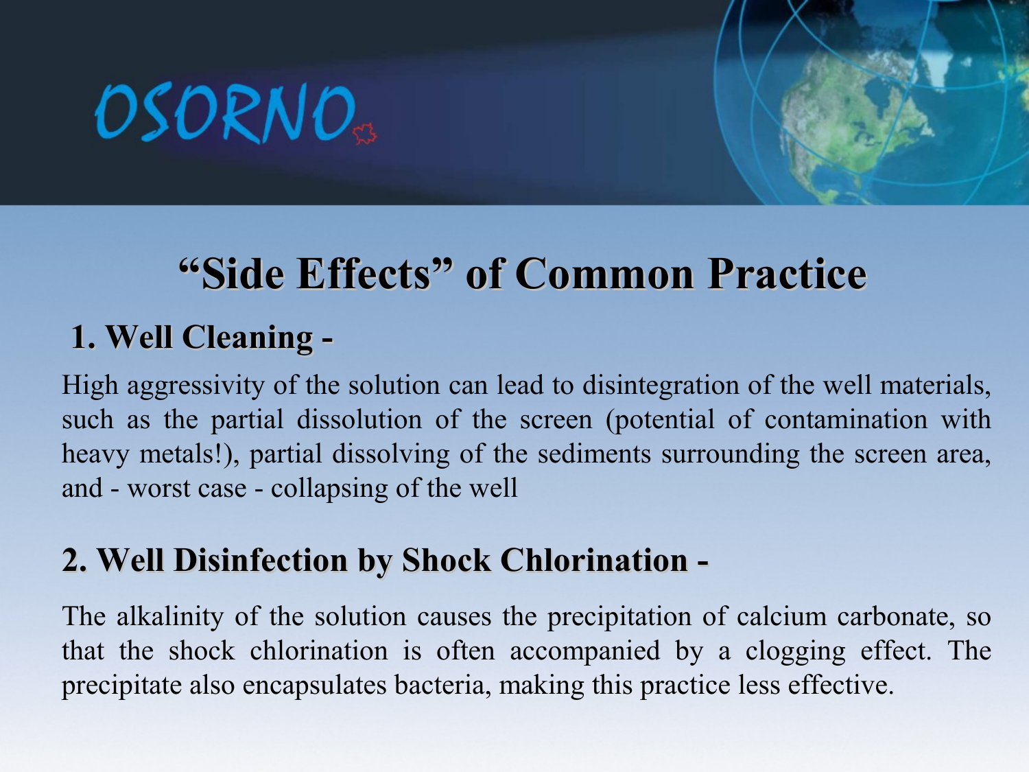# “Side Effects” of Common Practice

## 1. Well Cleaning -

High aggressivity of the solution can lead to disintegration of the well materials, such as the partial dissolution of the screen (potential of contamination with heavy metals!), partial dissolving of the sediments surrounding the screen area, and - worst case - collapsing of the well

## 2. Well Disinfection by Shock Chlorination -

The alkalinity of the solution causes the precipitation of calcium carbonate, so that the shock chlorination is often accompanied by a clogging effect. The precipitate also encapsulates bacteria, making this practice less effective.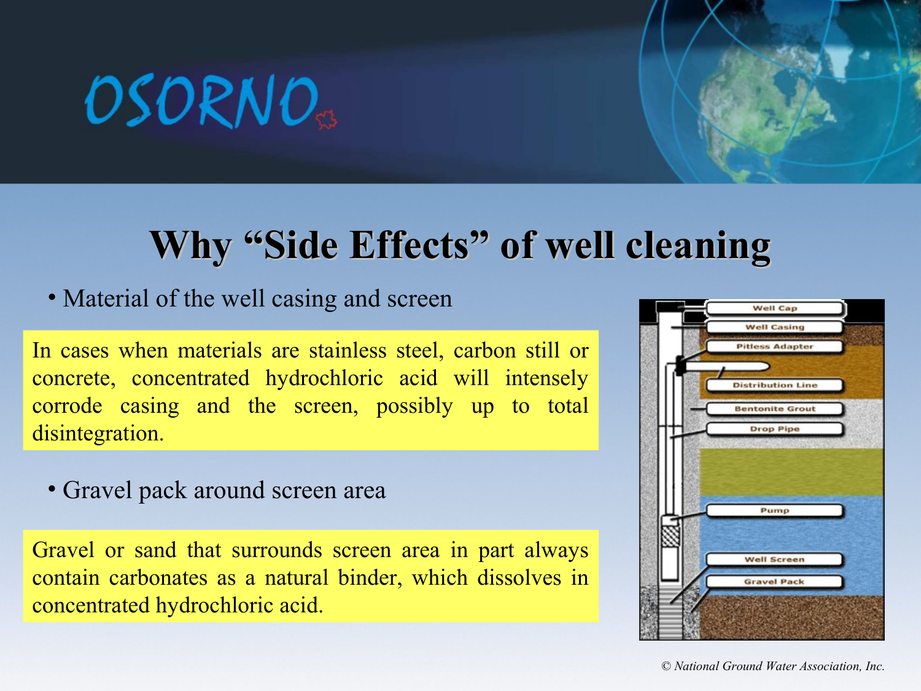## Why "Side Effects" of well cleaning

- Material of the well casing and screen

In cases when materials are stainless steel, carbon still or concrete, concentrated hydrochloric acid will intensely corrode casing and the screen, possibly up to total disintegration.

- Gravel pack around screen area

Gravel or sand that surrounds screen area in part always contain carbonates as a natural binder, which dissolves in concentrated hydrochloric acid.

Well Cap
Well Casing
Pitless Adapter
Distribution Line
Bentonite Grout
Drop Pipe
Pump
Well Screen
Gravel Pack

*© National Ground Water Association, Inc.*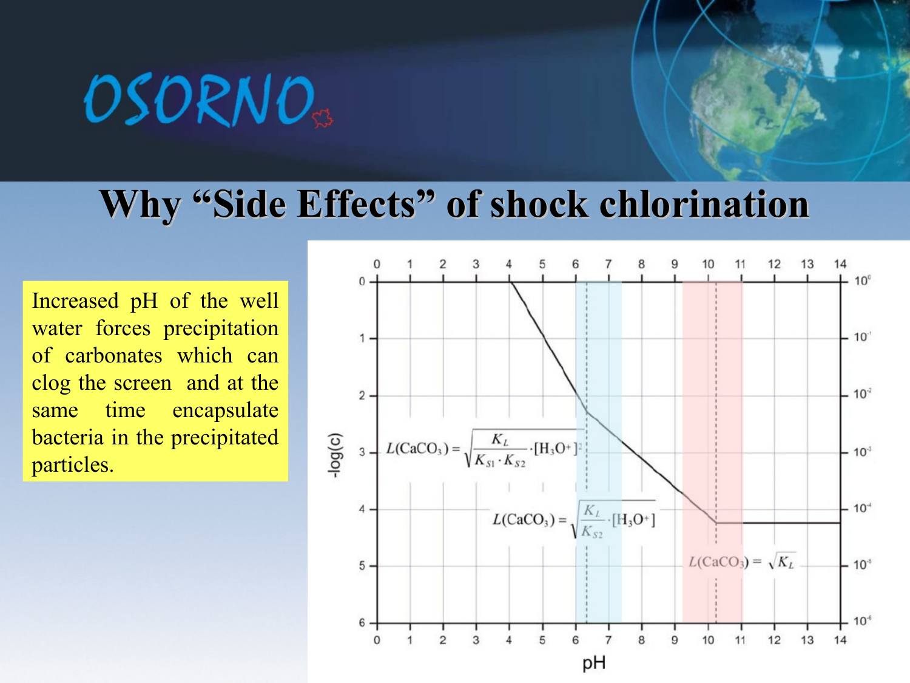# Why "Side Effects" of shock chlorination

Increased pH of the well water forces precipitation of carbonates which can clog the screen and at the same time encapsulate bacteria in the precipitated particles.

$$L(CaCO_3) = \sqrt{\frac{K_L}{K_{S1} \cdot K_{S2}} \cdot [H_3O^+]^2}$$

$$L(CaCO_3) = \sqrt{\frac{K_L}{K_{S2}} \cdot [H_3O^+]}$$

$$L(CaCO_3) = \sqrt{K_L}$$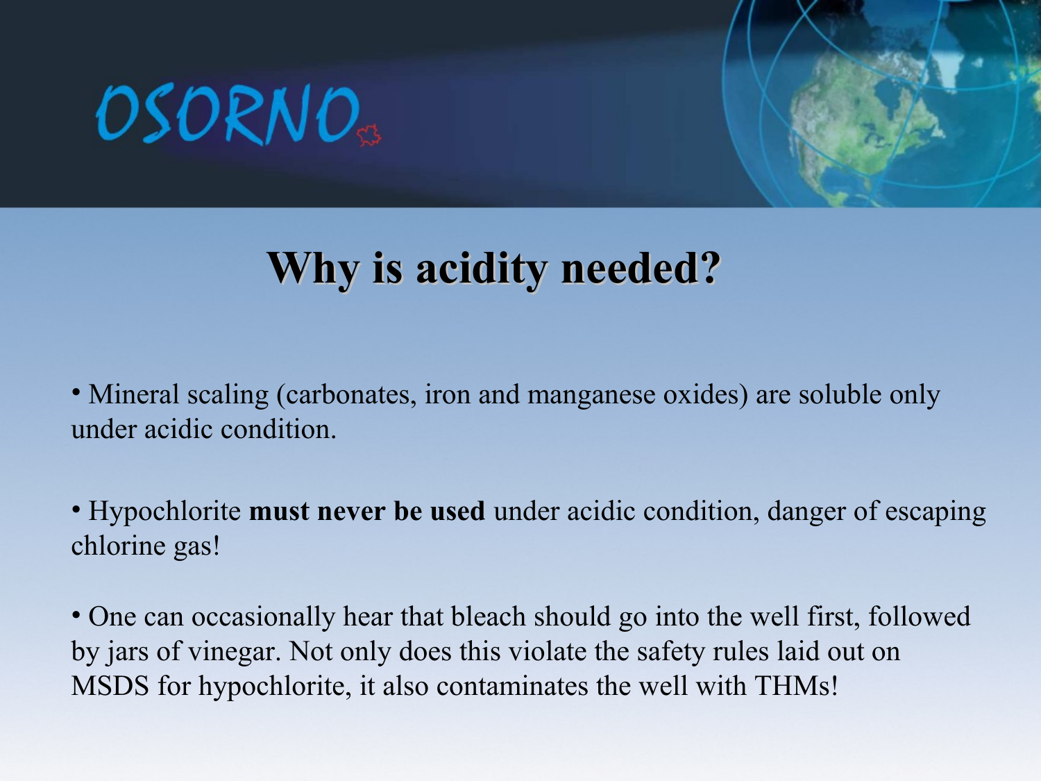# Why is acidity needed?

- Mineral scaling (carbonates, iron and manganese oxides) are soluble only under acidic condition.

- Hypochlorite **must never be used** under acidic condition, danger of escaping chlorine gas!

- One can occasionally hear that bleach should go into the well first, followed by jars of vinegar. Not only does this violate the safety rules laid out on MSDS for hypochlorite, it also contaminates the well with THMs!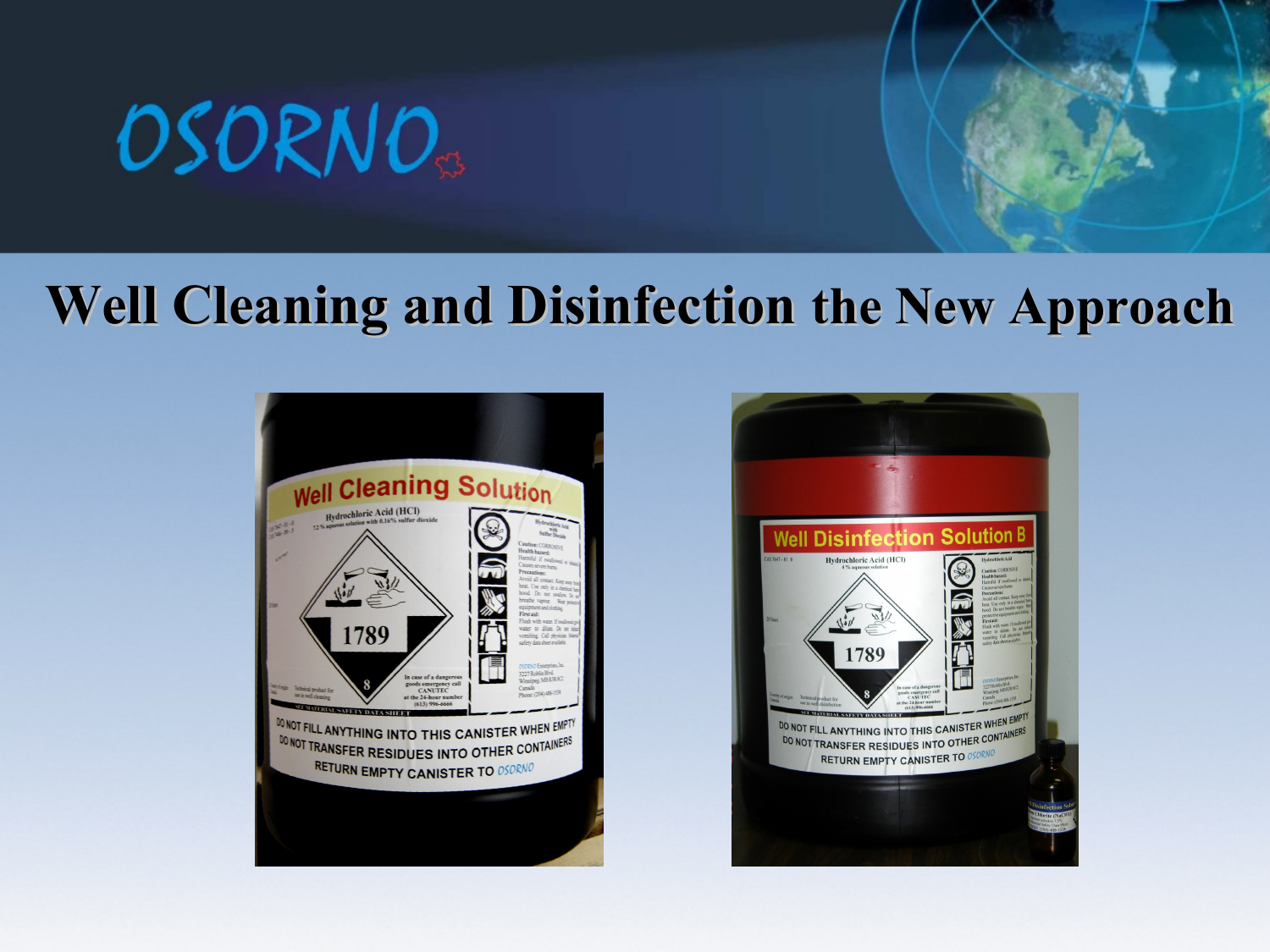# Well Cleaning and Disinfection the New Approach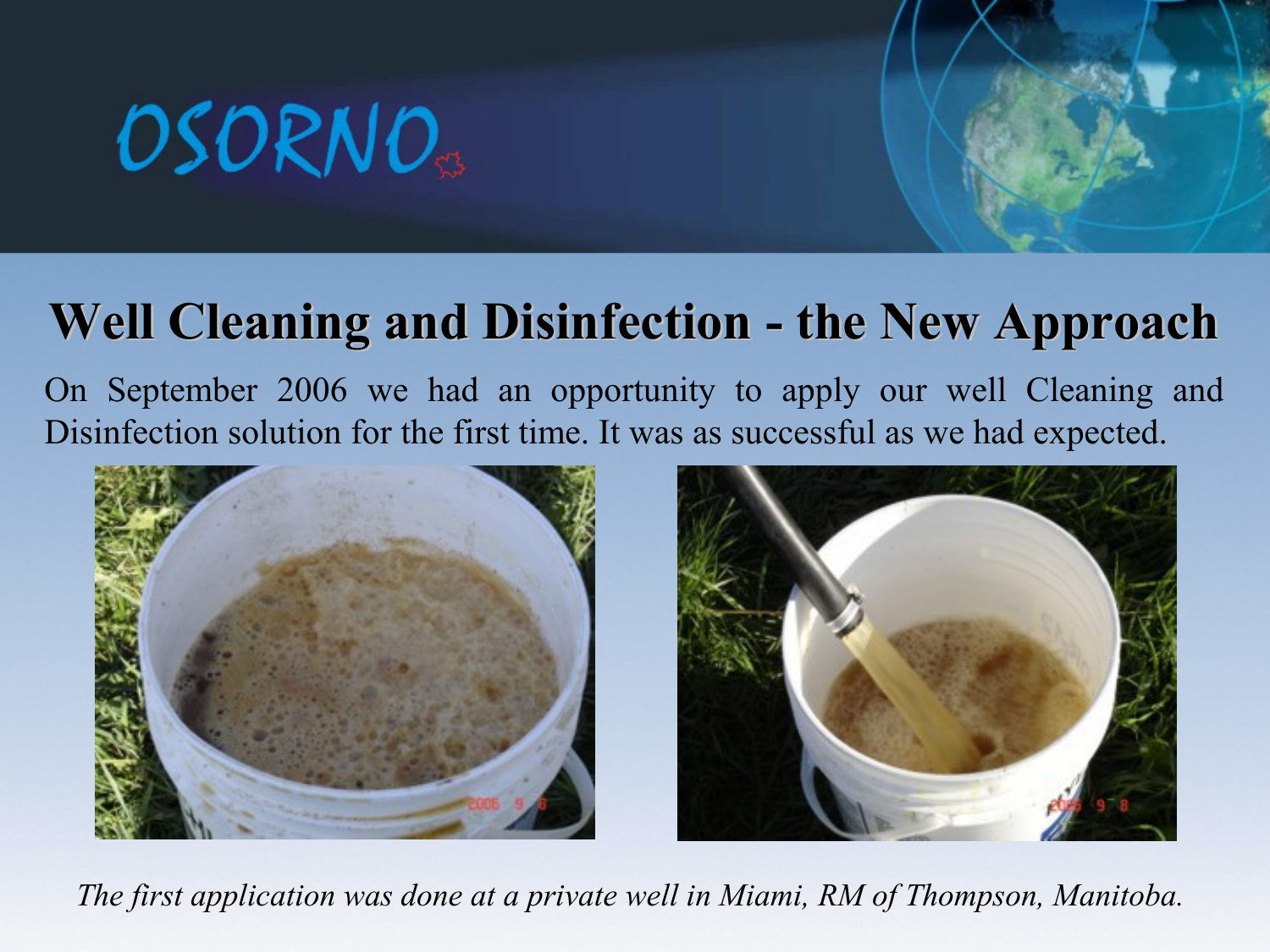# Well Cleaning and Disinfection - the New Approach

On September 2006 we had an opportunity to apply our well Cleaning and Disinfection solution for the first time. It was as successful as we had expected.

*The first application was done at a private well in Miami, RM of Thompson, Manitoba.*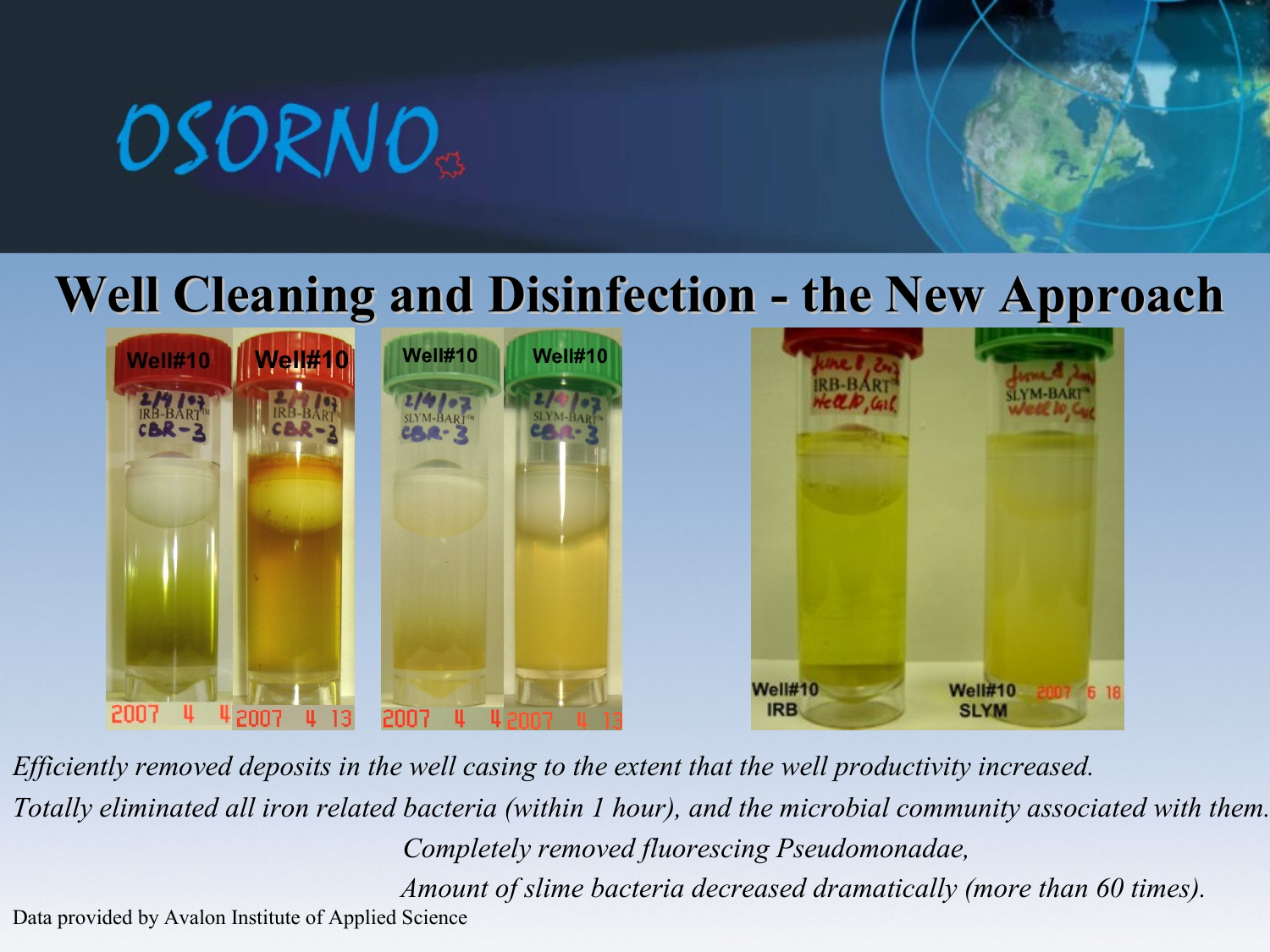# Well Cleaning and Disinfection - the New Approach

*Efficiently removed deposits in the well casing to the extent that the well productivity increased.*

*Totally eliminated all iron related bacteria (within 1 hour), and the microbial community associated with them.*

*Completely removed fluorescing Pseudomonadae,*

*Amount of slime bacteria decreased dramatically (more than 60 times).*

Data provided by Avalon Institute of Applied Science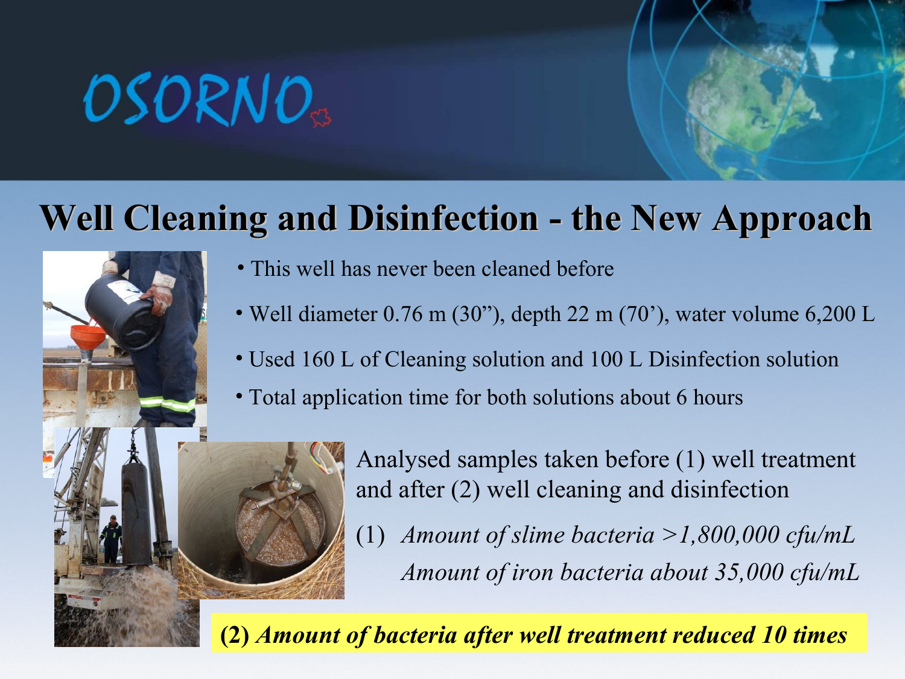# Well Cleaning and Disinfection - the New Approach

- This well has never been cleaned before
- Well diameter 0.76 m (30”), depth 22 m (70’), water volume 6,200 L
- Used 160 L of Cleaning solution and 100 L Disinfection solution
- Total application time for both solutions about 6 hours

Analysed samples taken before (1) well treatment and after (2) well cleaning and disinfection

(1) *Amount of slime bacteria >1,800,000 cfu/mL*
*Amount of iron bacteria about 35,000 cfu/mL*

**(2) *Amount of bacteria after well treatment reduced 10 times***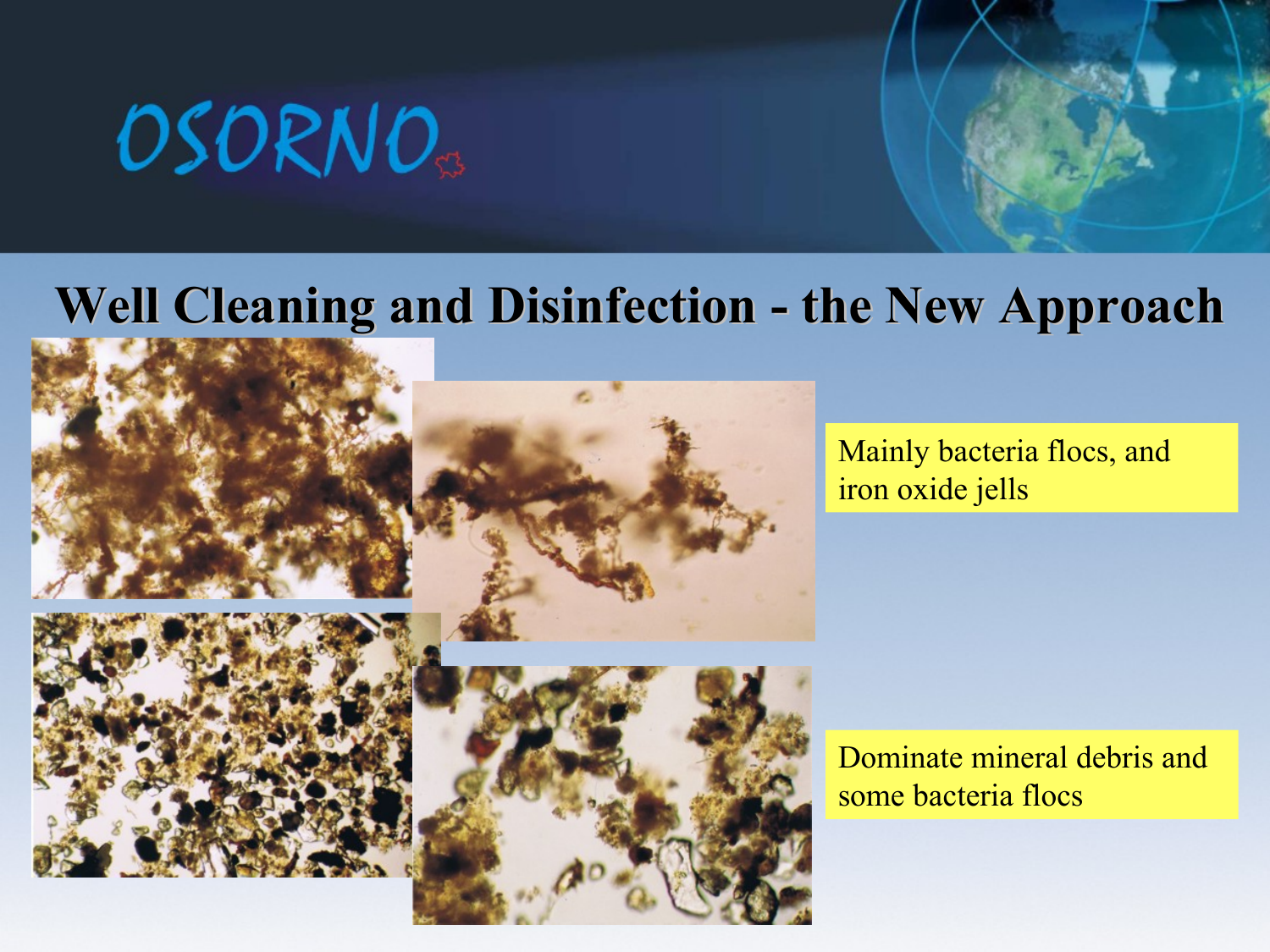# Well Cleaning and Disinfection - the New Approach

Mainly bacteria flocs, and iron oxide jells

Dominate mineral debris and some bacteria flocs